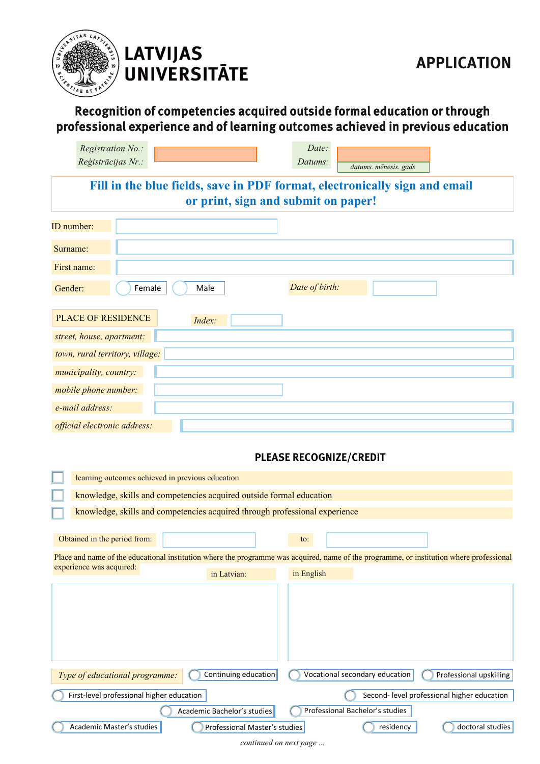**LATVIJAS UNIVERSITĀTE**

# APPLICATION

## Recognition of competencies acquired outside formal education or through professional experience and of learning outcomes achieved in previous education

*Registration No.:*
*Reģistrācijas Nr.:*

*Date:*
*Datums:*
*datums. mēnesis. gads*

**Fill in the blue fields, save in PDF format, electronically sign and email or print, sign and submit on paper!**

ID number:

Surname:

First name:

Gender: ◯ Female ◯ Male

*Date of birth:*

PLACE OF RESIDENCE

*Index:*

*street, house, apartment:*

*town, rural territory, village:*

*municipality, country:*

*mobile phone number:*

*e-mail address:*

*official electronic address:*

### PLEASE RECOGNIZE/CREDIT

- [ ] learning outcomes achieved in previous education
- [ ] knowledge, skills and competencies acquired outside formal education
- [ ] knowledge, skills and competencies acquired through professional experience

Obtained in the period from: to:

Place and name of the educational institution where the programme was acquired, name of the programme, or institution where professional experience was acquired:

in Latvian:

in English

*Type of educational programme:*

◯ Continuing education
◯ Vocational secondary education
◯ Professional upskilling
◯ First-level professional higher education
◯ Second- level professional higher education
◯ Academic Bachelor's studies
◯ Professional Bachelor's studies
◯ Academic Master's studies
◯ Professional Master's studies
◯ residency
◯ doctoral studies

*continued on next page ...*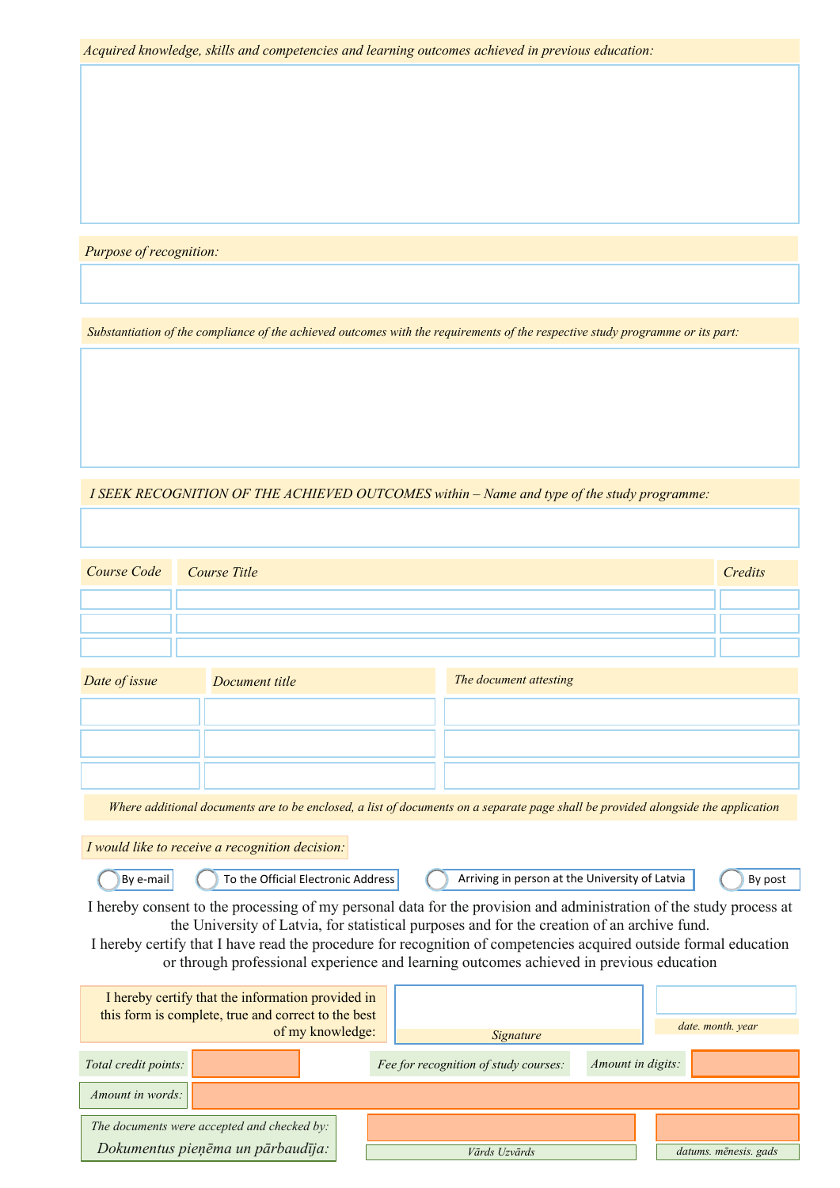*Acquired knowledge, skills and competencies and learning outcomes achieved in previous education:*

*Purpose of recognition:*

*Substantiation of the compliance of the achieved outcomes with the requirements of the respective study programme or its part:*

*I SEEK RECOGNITION OF THE ACHIEVED OUTCOMES within – Name and type of the study programme:*

| *Course Code* | *Course Title* | *Credits* |
|---|---|---|
| | | |
| | | |
| | | |

| *Date of issue* | *Document title* | *The document attesting* |
|---|---|---|
| | | |
| | | |
| | | |

*Where additional documents are to be enclosed, a list of documents on a separate page shall be provided alongside the application*

*I would like to receive a recognition decision:*

- By e-mail
- To the Official Electronic Address
- Arriving in person at the University of Latvia
- By post

I hereby consent to the processing of my personal data for the provision and administration of the study process at the University of Latvia, for statistical purposes and for the creation of an archive fund.
I hereby certify that I have read the procedure for recognition of competencies acquired outside formal education or through professional experience and learning outcomes achieved in previous education

I hereby certify that the information provided in this form is complete, true and correct to the best of my knowledge:

*Signature*

*date. month. year*

*Total credit points:*

*Fee for recognition of study courses:*

*Amount in digits:*

*Amount in words:*

*The documents were accepted and checked by:*
*Dokumentus pieņēma un pārbaudīja:*

*Vārds Uzvārds*

*datums. mēnesis. gads*